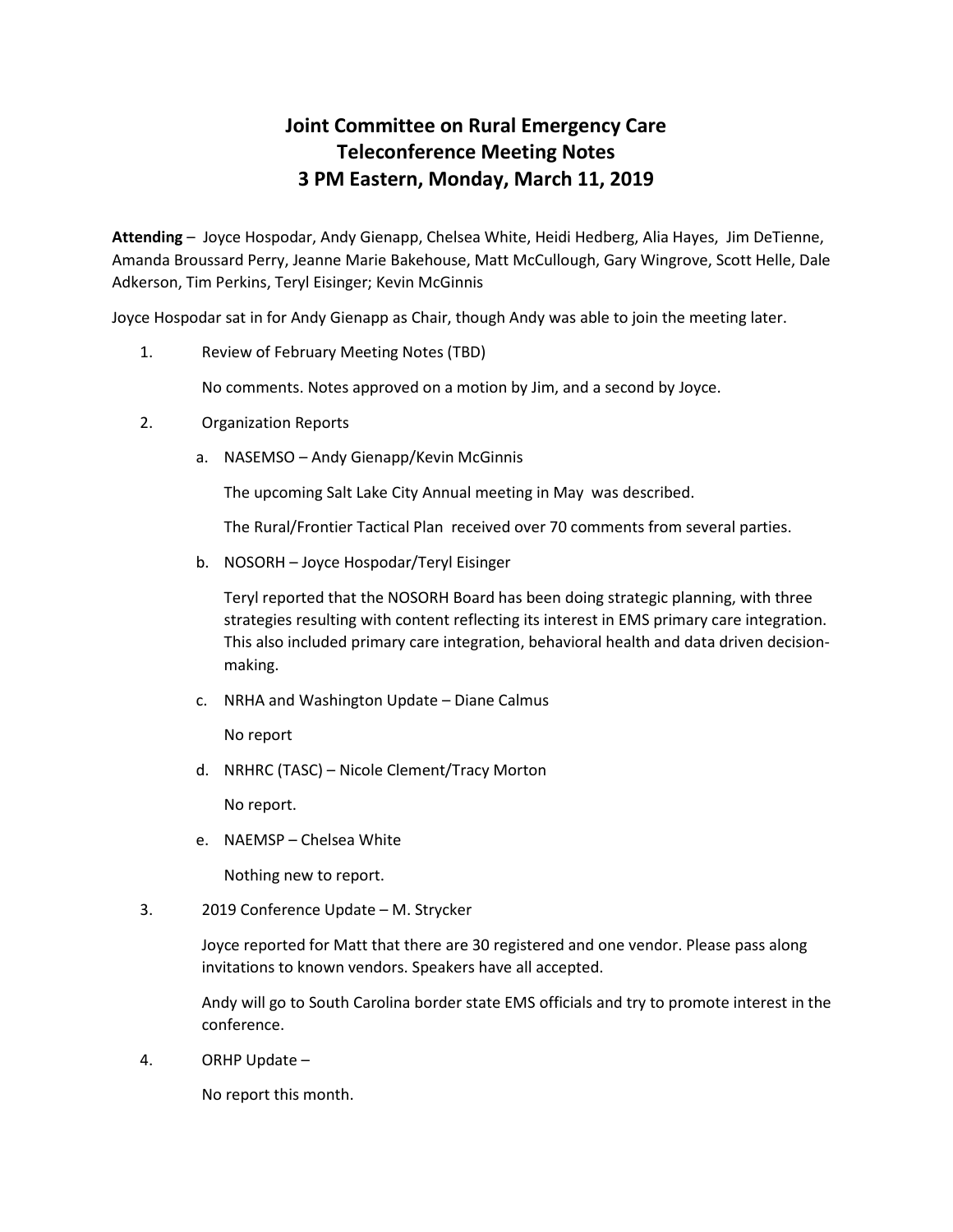# Joint Committee on Rural Emergency Care
# Teleconference Meeting Notes
# 3 PM Eastern, Monday, March 11, 2019

**Attending** – Joyce Hospodar, Andy Gienapp, Chelsea White, Heidi Hedberg, Alia Hayes, Jim DeTienne, Amanda Broussard Perry, Jeanne Marie Bakehouse, Matt McCullough, Gary Wingrove, Scott Helle, Dale Adkerson, Tim Perkins, Teryl Eisinger; Kevin McGinnis

Joyce Hospodar sat in for Andy Gienapp as Chair, though Andy was able to join the meeting later.

1. Review of February Meeting Notes (TBD)

   No comments. Notes approved on a motion by Jim, and a second by Joyce.

2. Organization Reports

   a. NASEMSO – Andy Gienapp/Kevin McGinnis

      The upcoming Salt Lake City Annual meeting in May was described.

      The Rural/Frontier Tactical Plan received over 70 comments from several parties.

   b. NOSORH – Joyce Hospodar/Teryl Eisinger

      Teryl reported that the NOSORH Board has been doing strategic planning, with three strategies resulting with content reflecting its interest in EMS primary care integration. This also included primary care integration, behavioral health and data driven decision-making.

   c. NRHA and Washington Update – Diane Calmus

      No report

   d. NRHRC (TASC) – Nicole Clement/Tracy Morton

      No report.

   e. NAEMSP – Chelsea White

      Nothing new to report.

3. 2019 Conference Update – M. Strycker

   Joyce reported for Matt that there are 30 registered and one vendor. Please pass along invitations to known vendors. Speakers have all accepted.

   Andy will go to South Carolina border state EMS officials and try to promote interest in the conference.

4. ORHP Update –

   No report this month.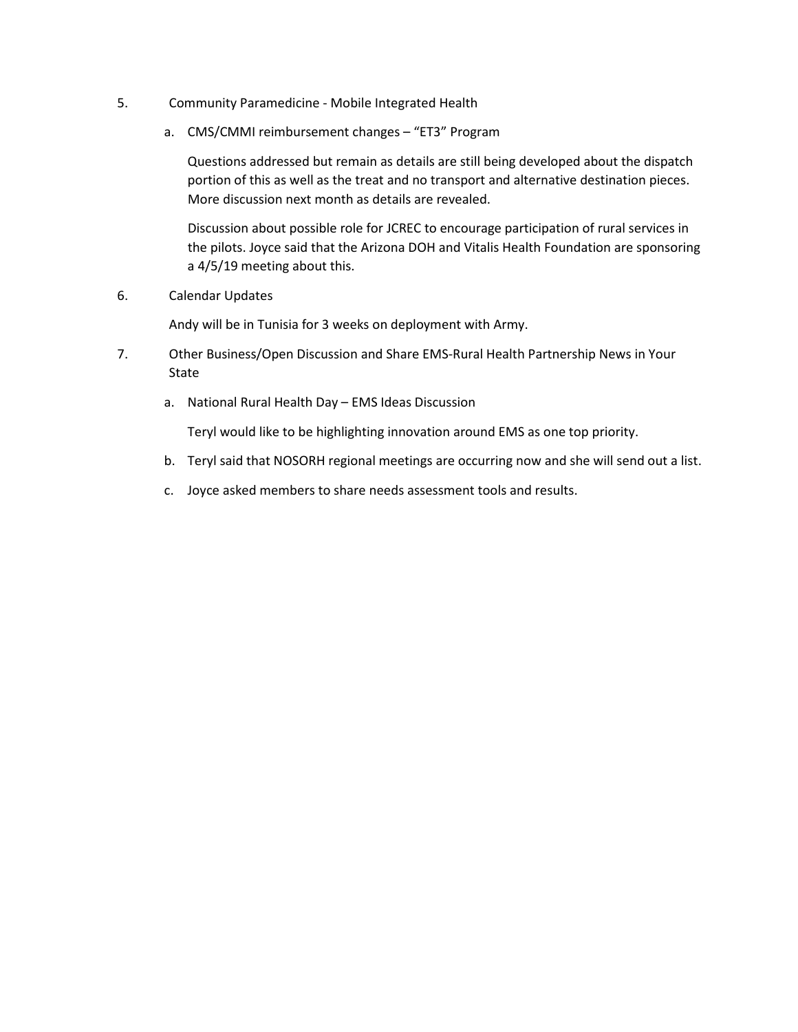5. Community Paramedicine - Mobile Integrated Health

   a. CMS/CMMI reimbursement changes – "ET3" Program

      Questions addressed but remain as details are still being developed about the dispatch portion of this as well as the treat and no transport and alternative destination pieces. More discussion next month as details are revealed.

      Discussion about possible role for JCREC to encourage participation of rural services in the pilots. Joyce said that the Arizona DOH and Vitalis Health Foundation are sponsoring a 4/5/19 meeting about this.

6. Calendar Updates

   Andy will be in Tunisia for 3 weeks on deployment with Army.

7. Other Business/Open Discussion and Share EMS-Rural Health Partnership News in Your State

   a. National Rural Health Day – EMS Ideas Discussion

      Teryl would like to be highlighting innovation around EMS as one top priority.

   b. Teryl said that NOSORH regional meetings are occurring now and she will send out a list.

   c. Joyce asked members to share needs assessment tools and results.